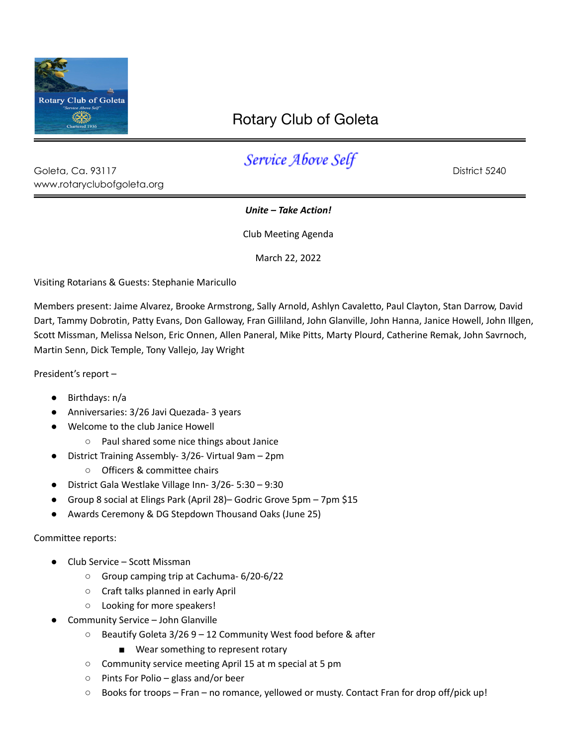# Rotary Club of Goleta

Goleta, Ca. 93117
www.rotaryclubofgoleta.org

*Service Above Self*

District 5240

***Unite – Take Action!***

Club Meeting Agenda

March 22, 2022

Visiting Rotarians & Guests: Stephanie Mariculllo

Members present: Jaime Alvarez, Brooke Armstrong, Sally Arnold, Ashlyn Cavaletto, Paul Clayton, Stan Darrow, David Dart, Tammy Dobrotin, Patty Evans, Don Galloway, Fran Gilliland, John Glanville, John Hanna, Janice Howell, John Illgen, Scott Missman, Melissa Nelson, Eric Onnen, Allen Paneral, Mike Pitts, Marty Plourd, Catherine Remak, John Savrnoch, Martin Senn, Dick Temple, Tony Vallejo, Jay Wright

President's report –

- Birthdays: n/a
- Anniversaries: 3/26 Javi Quezada- 3 years
- Welcome to the club Janice Howell
  - Paul shared some nice things about Janice
- District Training Assembly- 3/26- Virtual 9am – 2pm
  - Officers & committee chairs
- District Gala Westlake Village Inn- 3/26- 5:30 – 9:30
- Group 8 social at Elings Park (April 28)– Godric Grove 5pm – 7pm $15
- Awards Ceremony & DG Stepdown Thousand Oaks (June 25)

Committee reports:

- Club Service – Scott Missman
  - Group camping trip at Cachuma- 6/20-6/22
  - Craft talks planned in early April
  - Looking for more speakers!
- Community Service – John Glanville
  - Beautify Goleta 3/26 9 – 12 Community West food before & after
    - Wear something to represent rotary
  - Community service meeting April 15 at m special at 5 pm
  - Pints For Polio – glass and/or beer
  - Books for troops – Fran – no romance, yellowed or musty. Contact Fran for drop off/pick up!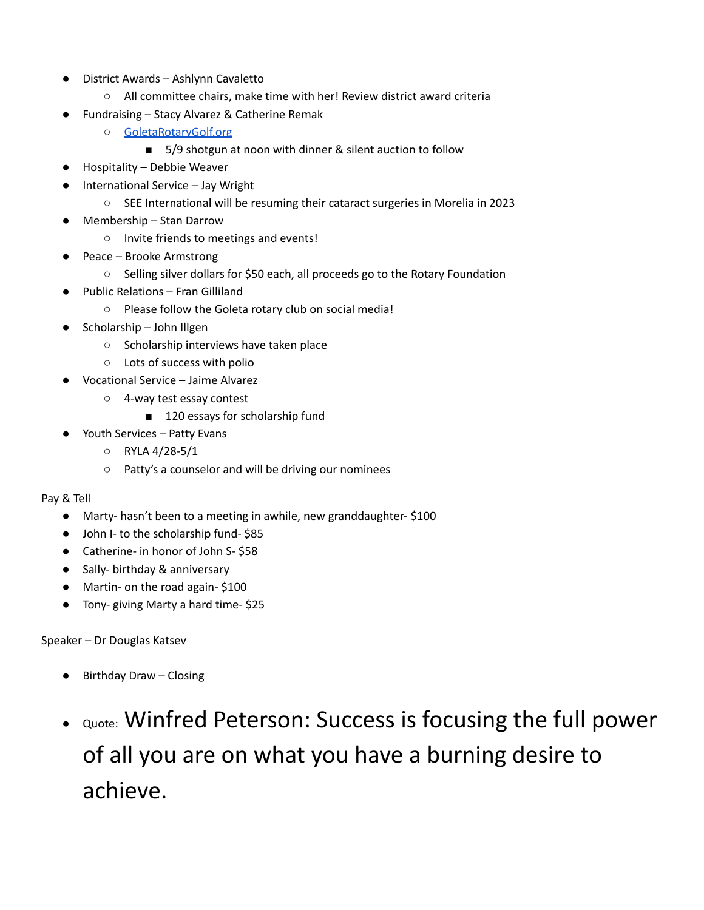- District Awards – Ashlynn Cavaletto
  - All committee chairs, make time with her! Review district award criteria
- Fundraising – Stacy Alvarez & Catherine Remak
  - [GoletaRotaryGolf.org](GoletaRotaryGolf.org)
    - 5/9 shotgun at noon with dinner & silent auction to follow
- Hospitality – Debbie Weaver
- International Service – Jay Wright
  - SEE International will be resuming their cataract surgeries in Morelia in 2023
- Membership – Stan Darrow
  - Invite friends to meetings and events!
- Peace – Brooke Armstrong
  - Selling silver dollars for $50 each, all proceeds go to the Rotary Foundation
- Public Relations – Fran Gilliland
  - Please follow the Goleta rotary club on social media!
- Scholarship – John Illgen
  - Scholarship interviews have taken place
  - Lots of success with polio
- Vocational Service – Jaime Alvarez
  - 4-way test essay contest
    - 120 essays for scholarship fund
- Youth Services – Patty Evans
  - RYLA 4/28-5/1
  - Patty's a counselor and will be driving our nominees

Pay & Tell

- Marty- hasn't been to a meeting in awhile, new granddaughter- $100
- John I- to the scholarship fund- $85
- Catherine- in honor of John S- $58
- Sally- birthday & anniversary
- Martin- on the road again- $100
- Tony- giving Marty a hard time- $25

Speaker – Dr Douglas Katsev

- Birthday Draw – Closing

- Quote: Winfred Peterson: Success is focusing the full power of all you are on what you have a burning desire to achieve.